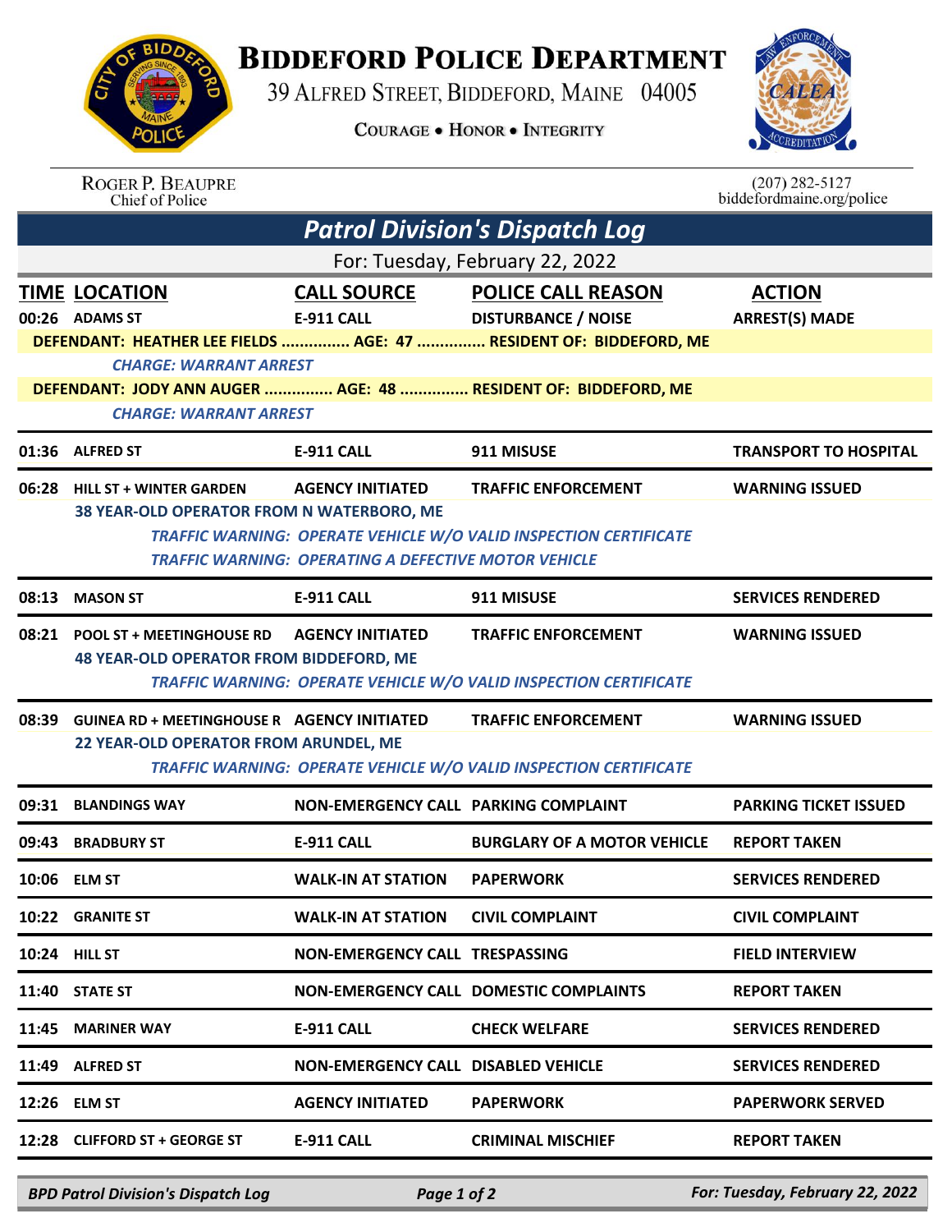# BIDDEFORD POLICE DEPARTMENT

39 ALFRED STREET, BIDDEFORD, MAINE 04005

COURAGE • HONOR • INTEGRITY

ROGER P. BEAUPRE
Chief of Police

(207) 282-5127
biddefordmaine.org/police

## *Patrol Division's Dispatch Log*

For: Tuesday, February 22, 2022

| TIME | LOCATION | CALL SOURCE | POLICE CALL REASON | ACTION |
|---|---|---|---|---|
| 00:26 | ADAMS ST | E-911 CALL | DISTURBANCE / NOISE | ARREST(S) MADE |
| | DEFENDANT: HEATHER LEE FIELDS ............... AGE: 47 ............... RESIDENT OF: BIDDEFORD, ME | | | |
| | *CHARGE: WARRANT ARREST* | | | |
| | DEFENDANT: JODY ANN AUGER ............... AGE: 48 ............... RESIDENT OF: BIDDEFORD, ME | | | |
| | *CHARGE: WARRANT ARREST* | | | |
| 01:36 | ALFRED ST | E-911 CALL | 911 MISUSE | TRANSPORT TO HOSPITAL |
| 06:28 | HILL ST + WINTER GARDEN | AGENCY INITIATED | TRAFFIC ENFORCEMENT | WARNING ISSUED |
| | 38 YEAR-OLD OPERATOR FROM N WATERBORO, ME | | | |
| | | *TRAFFIC WARNING: OPERATE VEHICLE W/O VALID INSPECTION CERTIFICATE* | | |
| | | *TRAFFIC WARNING: OPERATING A DEFECTIVE MOTOR VEHICLE* | | |
| 08:13 | MASON ST | E-911 CALL | 911 MISUSE | SERVICES RENDERED |
| 08:21 | POOL ST + MEETINGHOUSE RD | AGENCY INITIATED | TRAFFIC ENFORCEMENT | WARNING ISSUED |
| | 48 YEAR-OLD OPERATOR FROM BIDDEFORD, ME | | | |
| | | *TRAFFIC WARNING: OPERATE VEHICLE W/O VALID INSPECTION CERTIFICATE* | | |
| 08:39 | GUINEA RD + MEETINGHOUSE R | AGENCY INITIATED | TRAFFIC ENFORCEMENT | WARNING ISSUED |
| | 22 YEAR-OLD OPERATOR FROM ARUNDEL, ME | | | |
| | | *TRAFFIC WARNING: OPERATE VEHICLE W/O VALID INSPECTION CERTIFICATE* | | |
| 09:31 | BLANDINGS WAY | NON-EMERGENCY CALL | PARKING COMPLAINT | PARKING TICKET ISSUED |
| 09:43 | BRADBURY ST | E-911 CALL | BURGLARY OF A MOTOR VEHICLE | REPORT TAKEN |
| 10:06 | ELM ST | WALK-IN AT STATION | PAPERWORK | SERVICES RENDERED |
| 10:22 | GRANITE ST | WALK-IN AT STATION | CIVIL COMPLAINT | CIVIL COMPLAINT |
| 10:24 | HILL ST | NON-EMERGENCY CALL | TRESPASSING | FIELD INTERVIEW |
| 11:40 | STATE ST | NON-EMERGENCY CALL | DOMESTIC COMPLAINTS | REPORT TAKEN |
| 11:45 | MARINER WAY | E-911 CALL | CHECK WELFARE | SERVICES RENDERED |
| 11:49 | ALFRED ST | NON-EMERGENCY CALL | DISABLED VEHICLE | SERVICES RENDERED |
| 12:26 | ELM ST | AGENCY INITIATED | PAPERWORK | PAPERWORK SERVED |
| 12:28 | CLIFFORD ST + GEORGE ST | E-911 CALL | CRIMINAL MISCHIEF | REPORT TAKEN |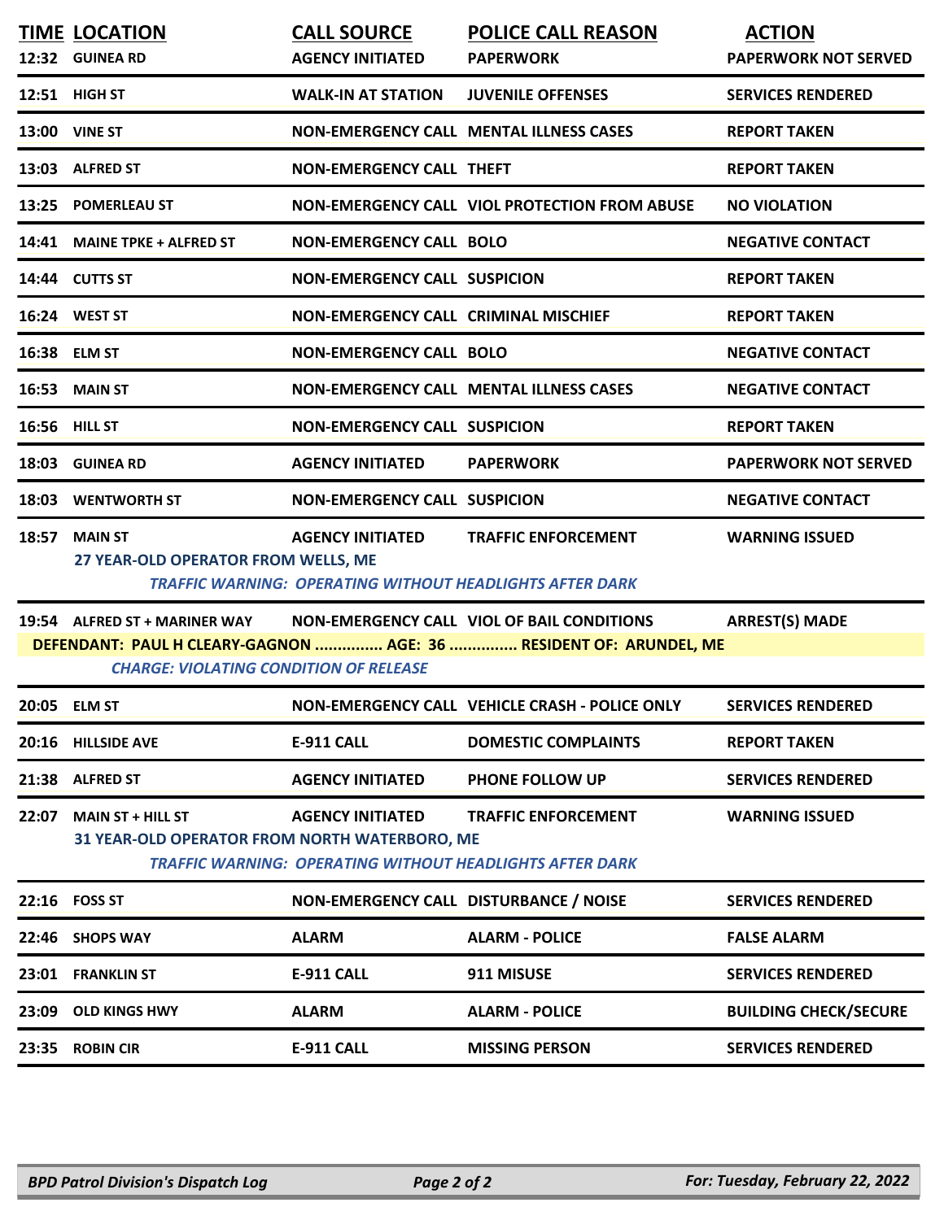| TIME | LOCATION | CALL SOURCE | POLICE CALL REASON | ACTION |
|---|---|---|---|---|
| 12:32 | GUINEA RD | AGENCY INITIATED | PAPERWORK | PAPERWORK NOT SERVED |
| 12:51 | HIGH ST | WALK-IN AT STATION | JUVENILE OFFENSES | SERVICES RENDERED |
| 13:00 | VINE ST | NON-EMERGENCY CALL | MENTAL ILLNESS CASES | REPORT TAKEN |
| 13:03 | ALFRED ST | NON-EMERGENCY CALL | THEFT | REPORT TAKEN |
| 13:25 | POMERLEAU ST | NON-EMERGENCY CALL | VIOL PROTECTION FROM ABUSE | NO VIOLATION |
| 14:41 | MAINE TPKE + ALFRED ST | NON-EMERGENCY CALL | BOLO | NEGATIVE CONTACT |
| 14:44 | CUTTS ST | NON-EMERGENCY CALL | SUSPICION | REPORT TAKEN |
| 16:24 | WEST ST | NON-EMERGENCY CALL | CRIMINAL MISCHIEF | REPORT TAKEN |
| 16:38 | ELM ST | NON-EMERGENCY CALL | BOLO | NEGATIVE CONTACT |
| 16:53 | MAIN ST | NON-EMERGENCY CALL | MENTAL ILLNESS CASES | NEGATIVE CONTACT |
| 16:56 | HILL ST | NON-EMERGENCY CALL | SUSPICION | REPORT TAKEN |
| 18:03 | GUINEA RD | AGENCY INITIATED | PAPERWORK | PAPERWORK NOT SERVED |
| 18:03 | WENTWORTH ST | NON-EMERGENCY CALL | SUSPICION | NEGATIVE CONTACT |
| 18:57 | MAIN ST | AGENCY INITIATED | TRAFFIC ENFORCEMENT | WARNING ISSUED |
| | 27 YEAR-OLD OPERATOR FROM WELLS, ME | | | |
| | | *TRAFFIC WARNING: OPERATING WITHOUT HEADLIGHTS AFTER DARK* | | |
| 19:54 | ALFRED ST + MARINER WAY | NON-EMERGENCY CALL | VIOL OF BAIL CONDITIONS | ARREST(S) MADE |
| | DEFENDANT: PAUL H CLEARY-GAGNON ............... AGE: 36 ............... RESIDENT OF: ARUNDEL, ME | | | |
| | *CHARGE: VIOLATING CONDITION OF RELEASE* | | | |
| 20:05 | ELM ST | NON-EMERGENCY CALL | VEHICLE CRASH - POLICE ONLY | SERVICES RENDERED |
| 20:16 | HILLSIDE AVE | E-911 CALL | DOMESTIC COMPLAINTS | REPORT TAKEN |
| 21:38 | ALFRED ST | AGENCY INITIATED | PHONE FOLLOW UP | SERVICES RENDERED |
| 22:07 | MAIN ST + HILL ST | AGENCY INITIATED | TRAFFIC ENFORCEMENT | WARNING ISSUED |
| | 31 YEAR-OLD OPERATOR FROM NORTH WATERBORO, ME | | | |
| | | *TRAFFIC WARNING: OPERATING WITHOUT HEADLIGHTS AFTER DARK* | | |
| 22:16 | FOSS ST | NON-EMERGENCY CALL | DISTURBANCE / NOISE | SERVICES RENDERED |
| 22:46 | SHOPS WAY | ALARM | ALARM - POLICE | FALSE ALARM |
| 23:01 | FRANKLIN ST | E-911 CALL | 911 MISUSE | SERVICES RENDERED |
| 23:09 | OLD KINGS HWY | ALARM | ALARM - POLICE | BUILDING CHECK/SECURE |
| 23:35 | ROBIN CIR | E-911 CALL | MISSING PERSON | SERVICES RENDERED |